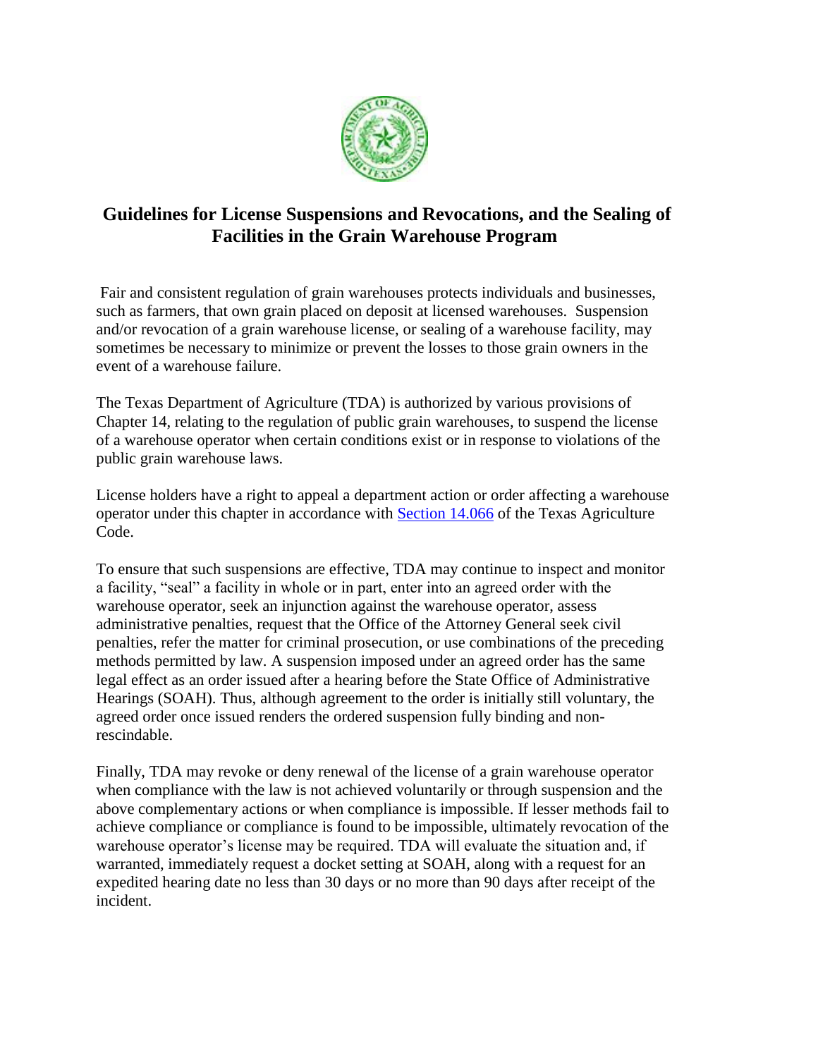# Guidelines for License Suspensions and Revocations, and the Sealing of Facilities in the Grain Warehouse Program

Fair and consistent regulation of grain warehouses protects individuals and businesses, such as farmers, that own grain placed on deposit at licensed warehouses. Suspension and/or revocation of a grain warehouse license, or sealing of a warehouse facility, may sometimes be necessary to minimize or prevent the losses to those grain owners in the event of a warehouse failure.

The Texas Department of Agriculture (TDA) is authorized by various provisions of Chapter 14, relating to the regulation of public grain warehouses, to suspend the license of a warehouse operator when certain conditions exist or in response to violations of the public grain warehouse laws.

License holders have a right to appeal a department action or order affecting a warehouse operator under this chapter in accordance with Section 14.066 of the Texas Agriculture Code.

To ensure that such suspensions are effective, TDA may continue to inspect and monitor a facility, "seal" a facility in whole or in part, enter into an agreed order with the warehouse operator, seek an injunction against the warehouse operator, assess administrative penalties, request that the Office of the Attorney General seek civil penalties, refer the matter for criminal prosecution, or use combinations of the preceding methods permitted by law. A suspension imposed under an agreed order has the same legal effect as an order issued after a hearing before the State Office of Administrative Hearings (SOAH). Thus, although agreement to the order is initially still voluntary, the agreed order once issued renders the ordered suspension fully binding and non-rescindable.

Finally, TDA may revoke or deny renewal of the license of a grain warehouse operator when compliance with the law is not achieved voluntarily or through suspension and the above complementary actions or when compliance is impossible. If lesser methods fail to achieve compliance or compliance is found to be impossible, ultimately revocation of the warehouse operator's license may be required. TDA will evaluate the situation and, if warranted, immediately request a docket setting at SOAH, along with a request for an expedited hearing date no less than 30 days or no more than 90 days after receipt of the incident.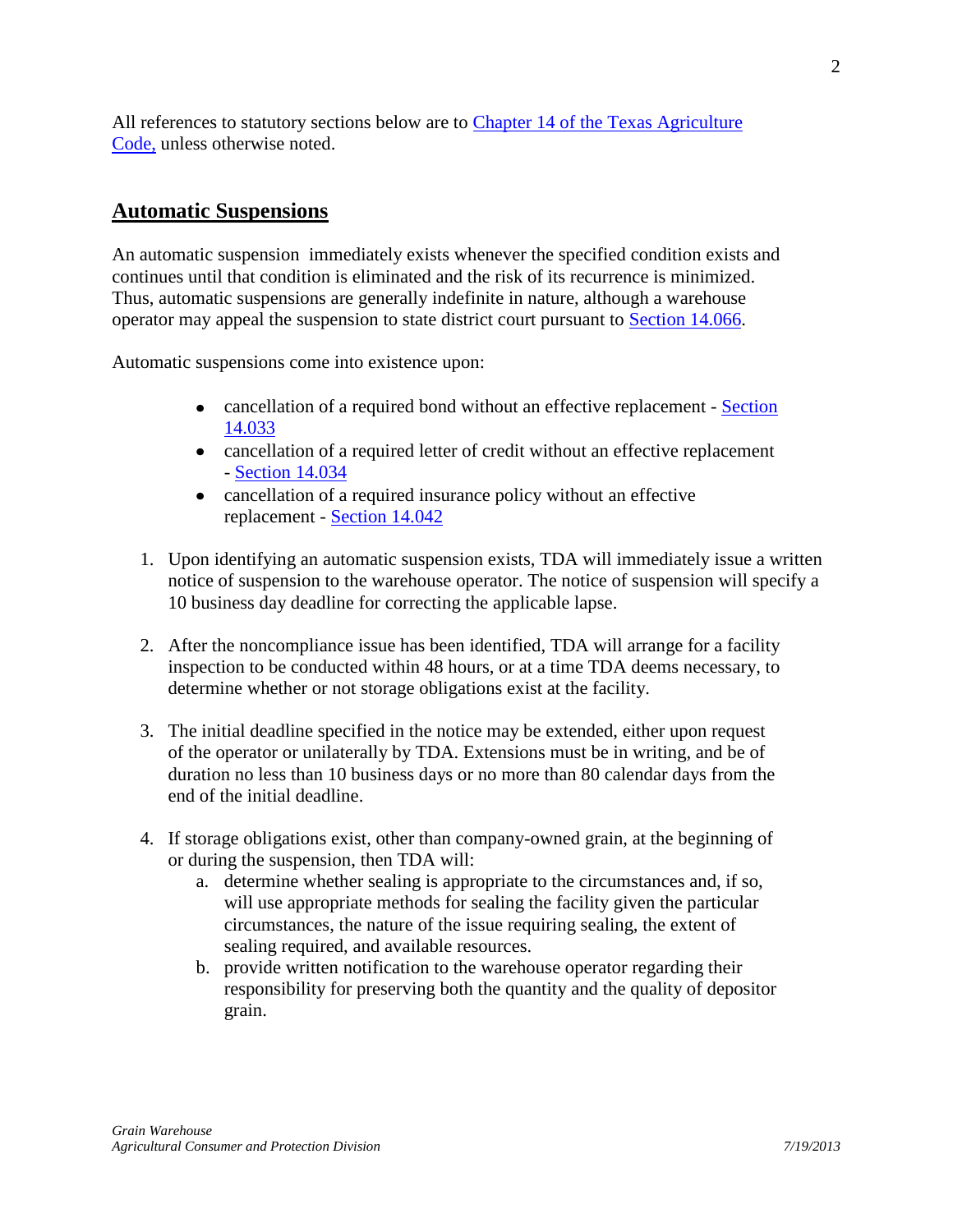All references to statutory sections below are to [Chapter 14 of the Texas Agriculture Code,](#) unless otherwise noted.

## Automatic Suspensions

An automatic suspension immediately exists whenever the specified condition exists and continues until that condition is eliminated and the risk of its recurrence is minimized. Thus, automatic suspensions are generally indefinite in nature, although a warehouse operator may appeal the suspension to state district court pursuant to [Section 14.066](#).

Automatic suspensions come into existence upon:

- cancellation of a required bond without an effective replacement - [Section 14.033](#)
- cancellation of a required letter of credit without an effective replacement - [Section 14.034](#)
- cancellation of a required insurance policy without an effective replacement - [Section 14.042](#)

1. Upon identifying an automatic suspension exists, TDA will immediately issue a written notice of suspension to the warehouse operator. The notice of suspension will specify a 10 business day deadline for correcting the applicable lapse.

2. After the noncompliance issue has been identified, TDA will arrange for a facility inspection to be conducted within 48 hours, or at a time TDA deems necessary, to determine whether or not storage obligations exist at the facility.

3. The initial deadline specified in the notice may be extended, either upon request of the operator or unilaterally by TDA. Extensions must be in writing, and be of duration no less than 10 business days or no more than 80 calendar days from the end of the initial deadline.

4. If storage obligations exist, other than company-owned grain, at the beginning of or during the suspension, then TDA will:
   a. determine whether sealing is appropriate to the circumstances and, if so, will use appropriate methods for sealing the facility given the particular circumstances, the nature of the issue requiring sealing, the extent of sealing required, and available resources.
   b. provide written notification to the warehouse operator regarding their responsibility for preserving both the quantity and the quality of depositor grain.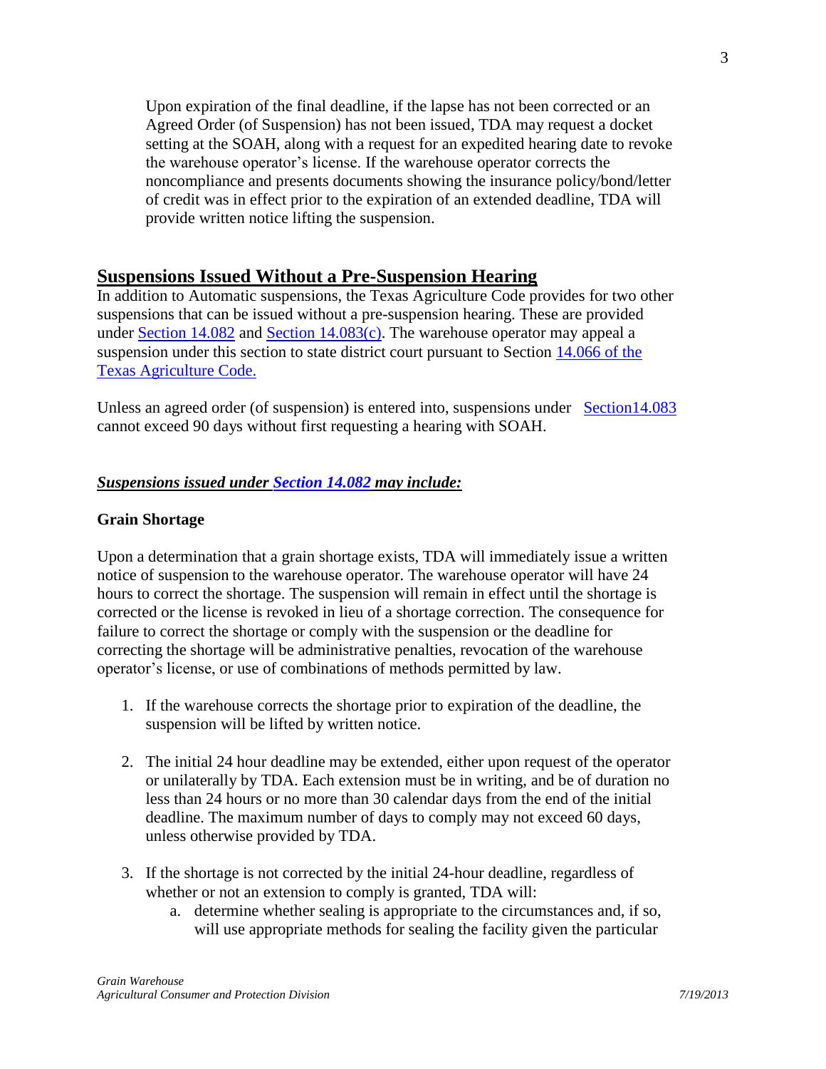Upon expiration of the final deadline, if the lapse has not been corrected or an Agreed Order (of Suspension) has not been issued, TDA may request a docket setting at the SOAH, along with a request for an expedited hearing date to revoke the warehouse operator's license. If the warehouse operator corrects the noncompliance and presents documents showing the insurance policy/bond/letter of credit was in effect prior to the expiration of an extended deadline, TDA will provide written notice lifting the suspension.

## Suspensions Issued Without a Pre-Suspension Hearing

In addition to Automatic suspensions, the Texas Agriculture Code provides for two other suspensions that can be issued without a pre-suspension hearing. These are provided under Section 14.082 and Section 14.083(c). The warehouse operator may appeal a suspension under this section to state district court pursuant to Section 14.066 of the Texas Agriculture Code.

Unless an agreed order (of suspension) is entered into, suspensions under Section14.083 cannot exceed 90 days without first requesting a hearing with SOAH.

***Suspensions issued under Section 14.082 may include:***

**Grain Shortage**

Upon a determination that a grain shortage exists, TDA will immediately issue a written notice of suspension to the warehouse operator. The warehouse operator will have 24 hours to correct the shortage. The suspension will remain in effect until the shortage is corrected or the license is revoked in lieu of a shortage correction. The consequence for failure to correct the shortage or comply with the suspension or the deadline for correcting the shortage will be administrative penalties, revocation of the warehouse operator's license, or use of combinations of methods permitted by law.

1. If the warehouse corrects the shortage prior to expiration of the deadline, the suspension will be lifted by written notice.

2. The initial 24 hour deadline may be extended, either upon request of the operator or unilaterally by TDA. Each extension must be in writing, and be of duration no less than 24 hours or no more than 30 calendar days from the end of the initial deadline. The maximum number of days to comply may not exceed 60 days, unless otherwise provided by TDA.

3. If the shortage is not corrected by the initial 24-hour deadline, regardless of whether or not an extension to comply is granted, TDA will:
   a. determine whether sealing is appropriate to the circumstances and, if so, will use appropriate methods for sealing the facility given the particular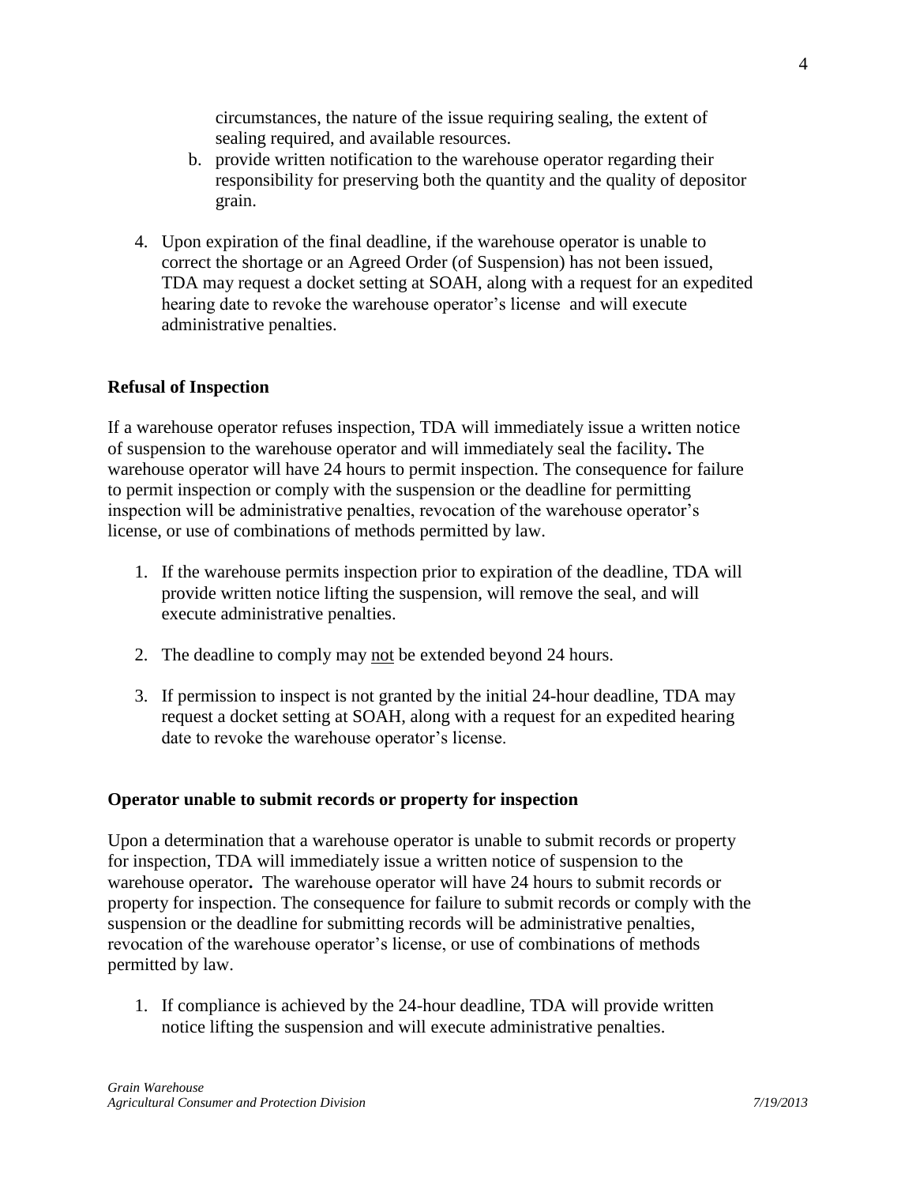circumstances, the nature of the issue requiring sealing, the extent of sealing required, and available resources.

b. provide written notification to the warehouse operator regarding their responsibility for preserving both the quantity and the quality of depositor grain.

4. Upon expiration of the final deadline, if the warehouse operator is unable to correct the shortage or an Agreed Order (of Suspension) has not been issued, TDA may request a docket setting at SOAH, along with a request for an expedited hearing date to revoke the warehouse operator's license and will execute administrative penalties.

**Refusal of Inspection**

If a warehouse operator refuses inspection, TDA will immediately issue a written notice of suspension to the warehouse operator and will immediately seal the facility**.** The warehouse operator will have 24 hours to permit inspection. The consequence for failure to permit inspection or comply with the suspension or the deadline for permitting inspection will be administrative penalties, revocation of the warehouse operator's license, or use of combinations of methods permitted by law.

1. If the warehouse permits inspection prior to expiration of the deadline, TDA will provide written notice lifting the suspension, will remove the seal, and will execute administrative penalties.

2. The deadline to comply may <u>not</u> be extended beyond 24 hours.

3. If permission to inspect is not granted by the initial 24-hour deadline, TDA may request a docket setting at SOAH, along with a request for an expedited hearing date to revoke the warehouse operator's license.

**Operator unable to submit records or property for inspection**

Upon a determination that a warehouse operator is unable to submit records or property for inspection, TDA will immediately issue a written notice of suspension to the warehouse operator**.** The warehouse operator will have 24 hours to submit records or property for inspection. The consequence for failure to submit records or comply with the suspension or the deadline for submitting records will be administrative penalties, revocation of the warehouse operator's license, or use of combinations of methods permitted by law.

1. If compliance is achieved by the 24-hour deadline, TDA will provide written notice lifting the suspension and will execute administrative penalties.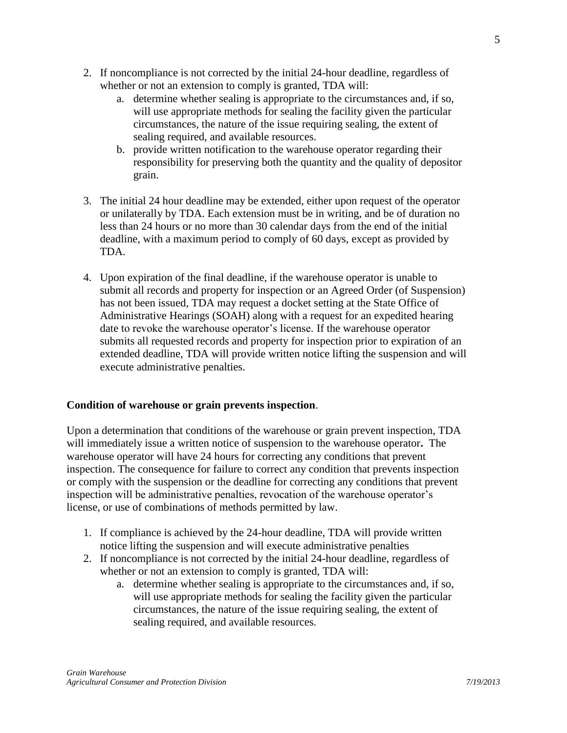2. If noncompliance is not corrected by the initial 24-hour deadline, regardless of whether or not an extension to comply is granted, TDA will:
    a. determine whether sealing is appropriate to the circumstances and, if so, will use appropriate methods for sealing the facility given the particular circumstances, the nature of the issue requiring sealing, the extent of sealing required, and available resources.
    b. provide written notification to the warehouse operator regarding their responsibility for preserving both the quantity and the quality of depositor grain.

3. The initial 24 hour deadline may be extended, either upon request of the operator or unilaterally by TDA. Each extension must be in writing, and be of duration no less than 24 hours or no more than 30 calendar days from the end of the initial deadline, with a maximum period to comply of 60 days, except as provided by TDA.

4. Upon expiration of the final deadline, if the warehouse operator is unable to submit all records and property for inspection or an Agreed Order (of Suspension) has not been issued, TDA may request a docket setting at the State Office of Administrative Hearings (SOAH) along with a request for an expedited hearing date to revoke the warehouse operator's license. If the warehouse operator submits all requested records and property for inspection prior to expiration of an extended deadline, TDA will provide written notice lifting the suspension and will execute administrative penalties.

**Condition of warehouse or grain prevents inspection**.

Upon a determination that conditions of the warehouse or grain prevent inspection, TDA will immediately issue a written notice of suspension to the warehouse operator**.** The warehouse operator will have 24 hours for correcting any conditions that prevent inspection. The consequence for failure to correct any condition that prevents inspection or comply with the suspension or the deadline for correcting any conditions that prevent inspection will be administrative penalties, revocation of the warehouse operator's license, or use of combinations of methods permitted by law.

1. If compliance is achieved by the 24-hour deadline, TDA will provide written notice lifting the suspension and will execute administrative penalties
2. If noncompliance is not corrected by the initial 24-hour deadline, regardless of whether or not an extension to comply is granted, TDA will:
    a. determine whether sealing is appropriate to the circumstances and, if so, will use appropriate methods for sealing the facility given the particular circumstances, the nature of the issue requiring sealing, the extent of sealing required, and available resources.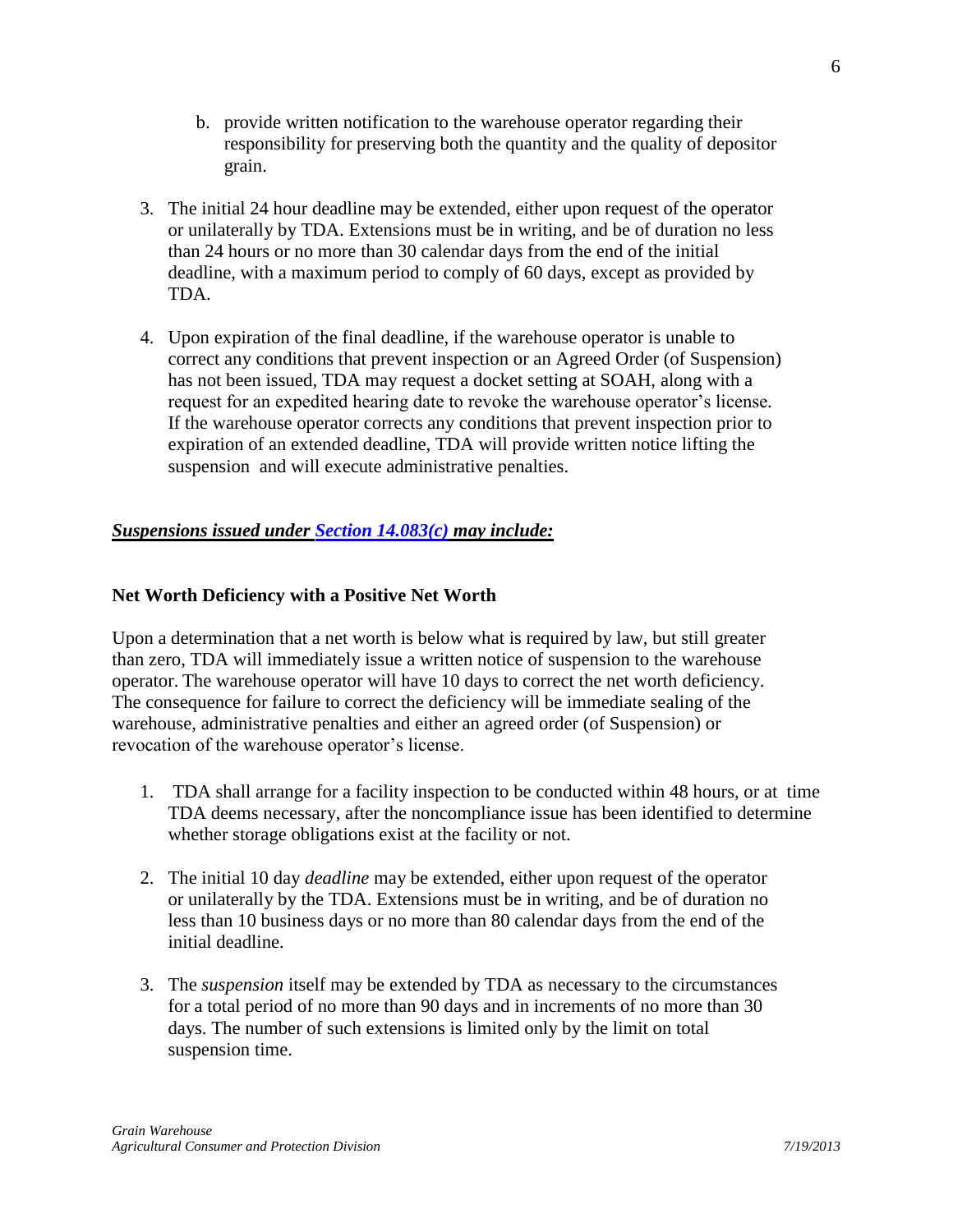b. provide written notification to the warehouse operator regarding their responsibility for preserving both the quantity and the quality of depositor grain.

3. The initial 24 hour deadline may be extended, either upon request of the operator or unilaterally by TDA. Extensions must be in writing, and be of duration no less than 24 hours or no more than 30 calendar days from the end of the initial deadline, with a maximum period to comply of 60 days, except as provided by TDA.

4. Upon expiration of the final deadline, if the warehouse operator is unable to correct any conditions that prevent inspection or an Agreed Order (of Suspension) has not been issued, TDA may request a docket setting at SOAH, along with a request for an expedited hearing date to revoke the warehouse operator's license. If the warehouse operator corrects any conditions that prevent inspection prior to expiration of an extended deadline, TDA will provide written notice lifting the suspension and will execute administrative penalties.

***Suspensions issued under Section 14.083(c) may include:***

**Net Worth Deficiency with a Positive Net Worth**

Upon a determination that a net worth is below what is required by law, but still greater than zero, TDA will immediately issue a written notice of suspension to the warehouse operator. The warehouse operator will have 10 days to correct the net worth deficiency. The consequence for failure to correct the deficiency will be immediate sealing of the warehouse, administrative penalties and either an agreed order (of Suspension) or revocation of the warehouse operator's license.

1. TDA shall arrange for a facility inspection to be conducted within 48 hours, or at time TDA deems necessary, after the noncompliance issue has been identified to determine whether storage obligations exist at the facility or not.

2. The initial 10 day *deadline* may be extended, either upon request of the operator or unilaterally by the TDA. Extensions must be in writing, and be of duration no less than 10 business days or no more than 80 calendar days from the end of the initial deadline.

3. The *suspension* itself may be extended by TDA as necessary to the circumstances for a total period of no more than 90 days and in increments of no more than 30 days. The number of such extensions is limited only by the limit on total suspension time.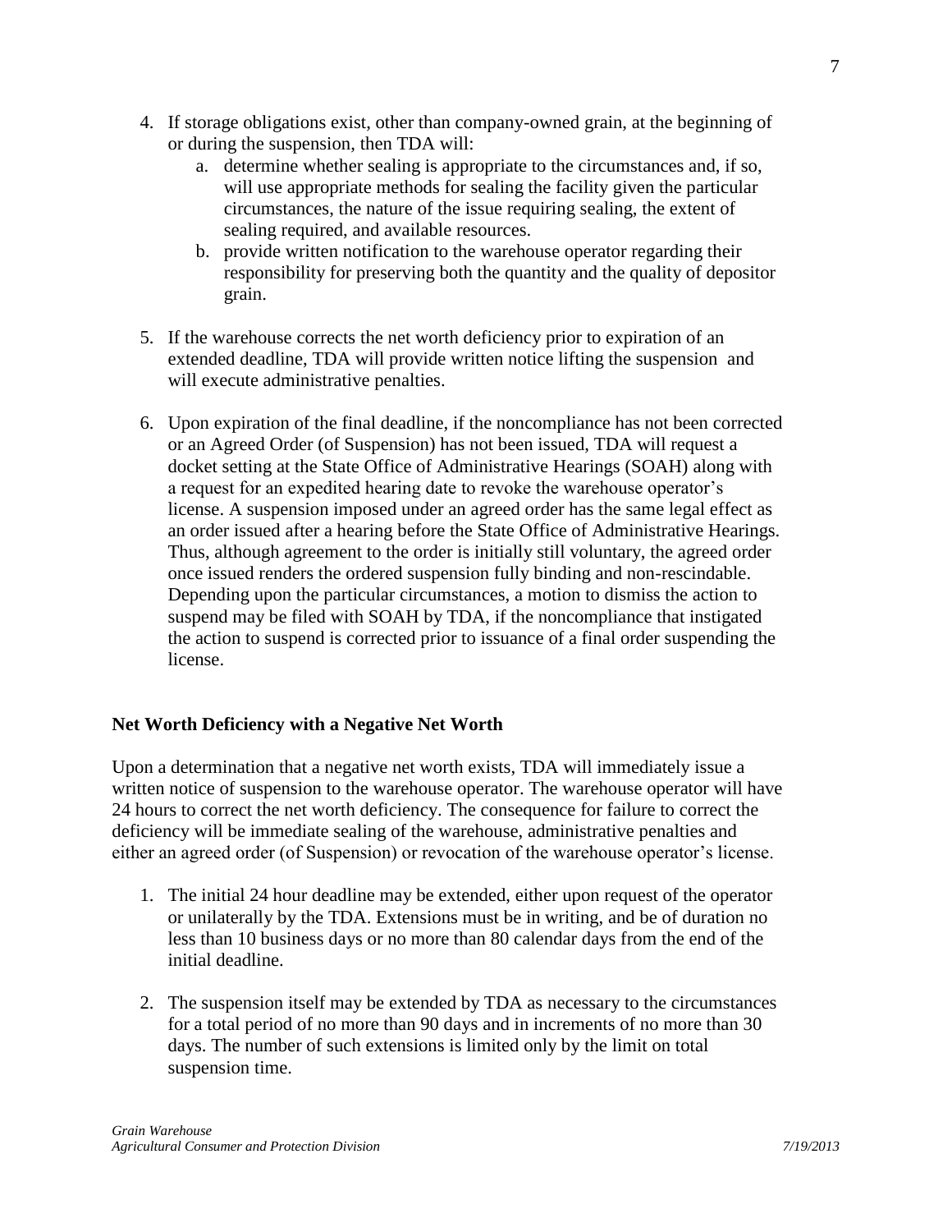4. If storage obligations exist, other than company-owned grain, at the beginning of or during the suspension, then TDA will:
    a. determine whether sealing is appropriate to the circumstances and, if so, will use appropriate methods for sealing the facility given the particular circumstances, the nature of the issue requiring sealing, the extent of sealing required, and available resources.
    b. provide written notification to the warehouse operator regarding their responsibility for preserving both the quantity and the quality of depositor grain.

5. If the warehouse corrects the net worth deficiency prior to expiration of an extended deadline, TDA will provide written notice lifting the suspension and will execute administrative penalties.

6. Upon expiration of the final deadline, if the noncompliance has not been corrected or an Agreed Order (of Suspension) has not been issued, TDA will request a docket setting at the State Office of Administrative Hearings (SOAH) along with a request for an expedited hearing date to revoke the warehouse operator's license. A suspension imposed under an agreed order has the same legal effect as an order issued after a hearing before the State Office of Administrative Hearings. Thus, although agreement to the order is initially still voluntary, the agreed order once issued renders the ordered suspension fully binding and non-rescindable. Depending upon the particular circumstances, a motion to dismiss the action to suspend may be filed with SOAH by TDA, if the noncompliance that instigated the action to suspend is corrected prior to issuance of a final order suspending the license.

**Net Worth Deficiency with a Negative Net Worth**

Upon a determination that a negative net worth exists, TDA will immediately issue a written notice of suspension to the warehouse operator. The warehouse operator will have 24 hours to correct the net worth deficiency. The consequence for failure to correct the deficiency will be immediate sealing of the warehouse, administrative penalties and either an agreed order (of Suspension) or revocation of the warehouse operator's license.

1. The initial 24 hour deadline may be extended, either upon request of the operator or unilaterally by the TDA. Extensions must be in writing, and be of duration no less than 10 business days or no more than 80 calendar days from the end of the initial deadline.

2. The suspension itself may be extended by TDA as necessary to the circumstances for a total period of no more than 90 days and in increments of no more than 30 days. The number of such extensions is limited only by the limit on total suspension time.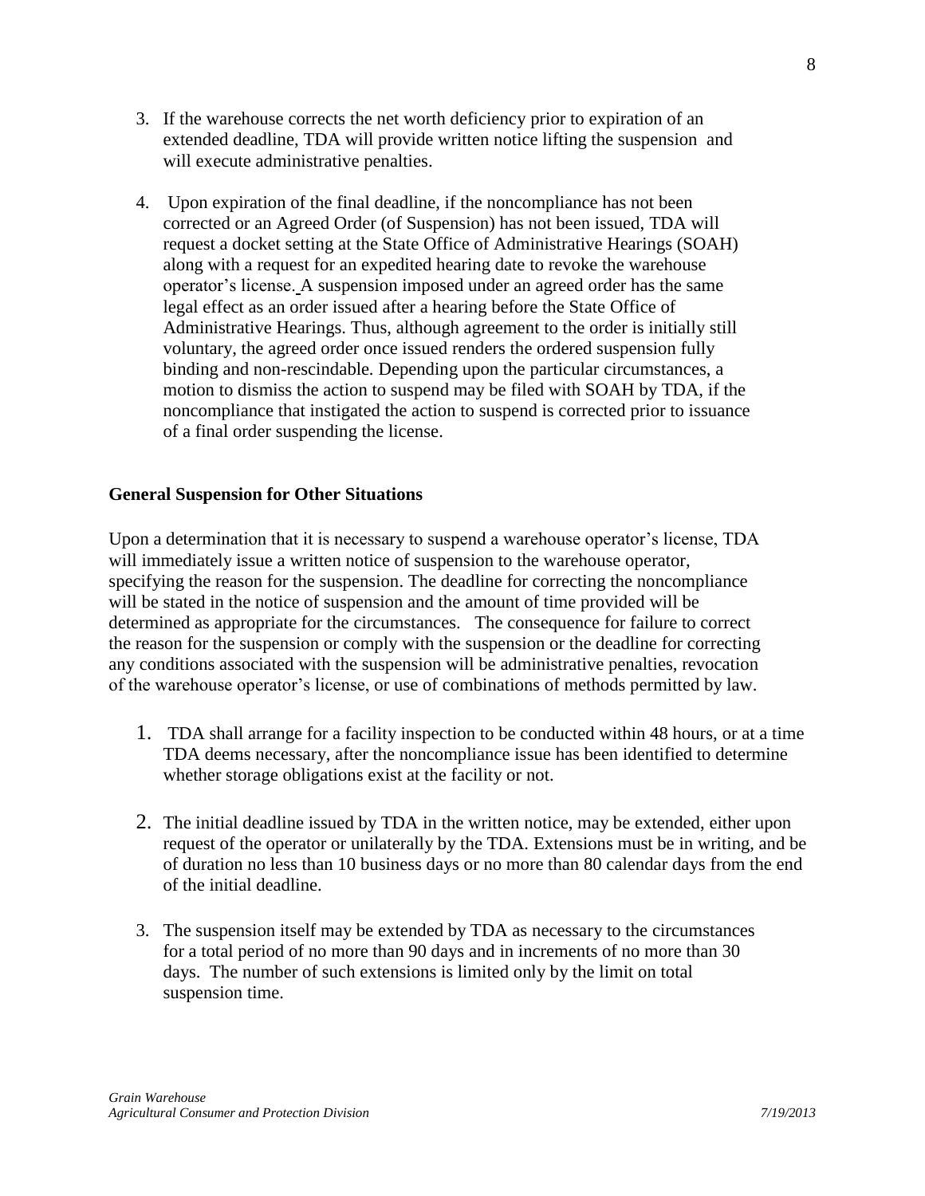3. If the warehouse corrects the net worth deficiency prior to expiration of an extended deadline, TDA will provide written notice lifting the suspension and will execute administrative penalties.

4. Upon expiration of the final deadline, if the noncompliance has not been corrected or an Agreed Order (of Suspension) has not been issued, TDA will request a docket setting at the State Office of Administrative Hearings (SOAH) along with a request for an expedited hearing date to revoke the warehouse operator's license. A suspension imposed under an agreed order has the same legal effect as an order issued after a hearing before the State Office of Administrative Hearings. Thus, although agreement to the order is initially still voluntary, the agreed order once issued renders the ordered suspension fully binding and non-rescindable. Depending upon the particular circumstances, a motion to dismiss the action to suspend may be filed with SOAH by TDA, if the noncompliance that instigated the action to suspend is corrected prior to issuance of a final order suspending the license.

**General Suspension for Other Situations**

Upon a determination that it is necessary to suspend a warehouse operator's license, TDA will immediately issue a written notice of suspension to the warehouse operator, specifying the reason for the suspension. The deadline for correcting the noncompliance will be stated in the notice of suspension and the amount of time provided will be determined as appropriate for the circumstances. The consequence for failure to correct the reason for the suspension or comply with the suspension or the deadline for correcting any conditions associated with the suspension will be administrative penalties, revocation of the warehouse operator's license, or use of combinations of methods permitted by law.

1. TDA shall arrange for a facility inspection to be conducted within 48 hours, or at a time TDA deems necessary, after the noncompliance issue has been identified to determine whether storage obligations exist at the facility or not.

2. The initial deadline issued by TDA in the written notice, may be extended, either upon request of the operator or unilaterally by the TDA. Extensions must be in writing, and be of duration no less than 10 business days or no more than 80 calendar days from the end of the initial deadline.

3. The suspension itself may be extended by TDA as necessary to the circumstances for a total period of no more than 90 days and in increments of no more than 30 days. The number of such extensions is limited only by the limit on total suspension time.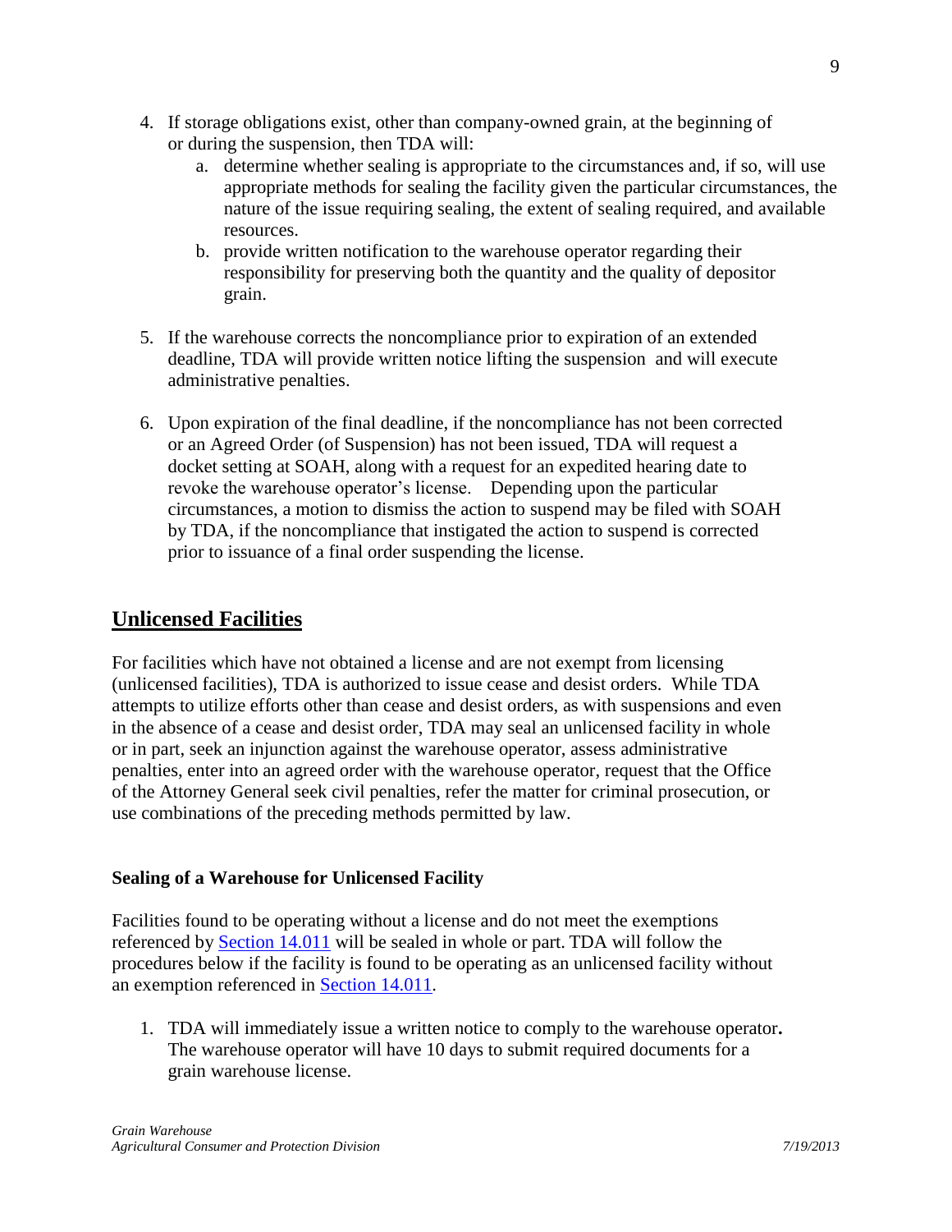4. If storage obligations exist, other than company-owned grain, at the beginning of or during the suspension, then TDA will:
   a. determine whether sealing is appropriate to the circumstances and, if so, will use appropriate methods for sealing the facility given the particular circumstances, the nature of the issue requiring sealing, the extent of sealing required, and available resources.
   b. provide written notification to the warehouse operator regarding their responsibility for preserving both the quantity and the quality of depositor grain.

5. If the warehouse corrects the noncompliance prior to expiration of an extended deadline, TDA will provide written notice lifting the suspension and will execute administrative penalties.

6. Upon expiration of the final deadline, if the noncompliance has not been corrected or an Agreed Order (of Suspension) has not been issued, TDA will request a docket setting at SOAH, along with a request for an expedited hearing date to revoke the warehouse operator's license. Depending upon the particular circumstances, a motion to dismiss the action to suspend may be filed with SOAH by TDA, if the noncompliance that instigated the action to suspend is corrected prior to issuance of a final order suspending the license.

## Unlicensed Facilities

For facilities which have not obtained a license and are not exempt from licensing (unlicensed facilities), TDA is authorized to issue cease and desist orders. While TDA attempts to utilize efforts other than cease and desist orders, as with suspensions and even in the absence of a cease and desist order, TDA may seal an unlicensed facility in whole or in part, seek an injunction against the warehouse operator, assess administrative penalties, enter into an agreed order with the warehouse operator, request that the Office of the Attorney General seek civil penalties, refer the matter for criminal prosecution, or use combinations of the preceding methods permitted by law.

### Sealing of a Warehouse for Unlicensed Facility

Facilities found to be operating without a license and do not meet the exemptions referenced by Section 14.011 will be sealed in whole or part. TDA will follow the procedures below if the facility is found to be operating as an unlicensed facility without an exemption referenced in Section 14.011.

1. TDA will immediately issue a written notice to comply to the warehouse operator**.** The warehouse operator will have 10 days to submit required documents for a grain warehouse license.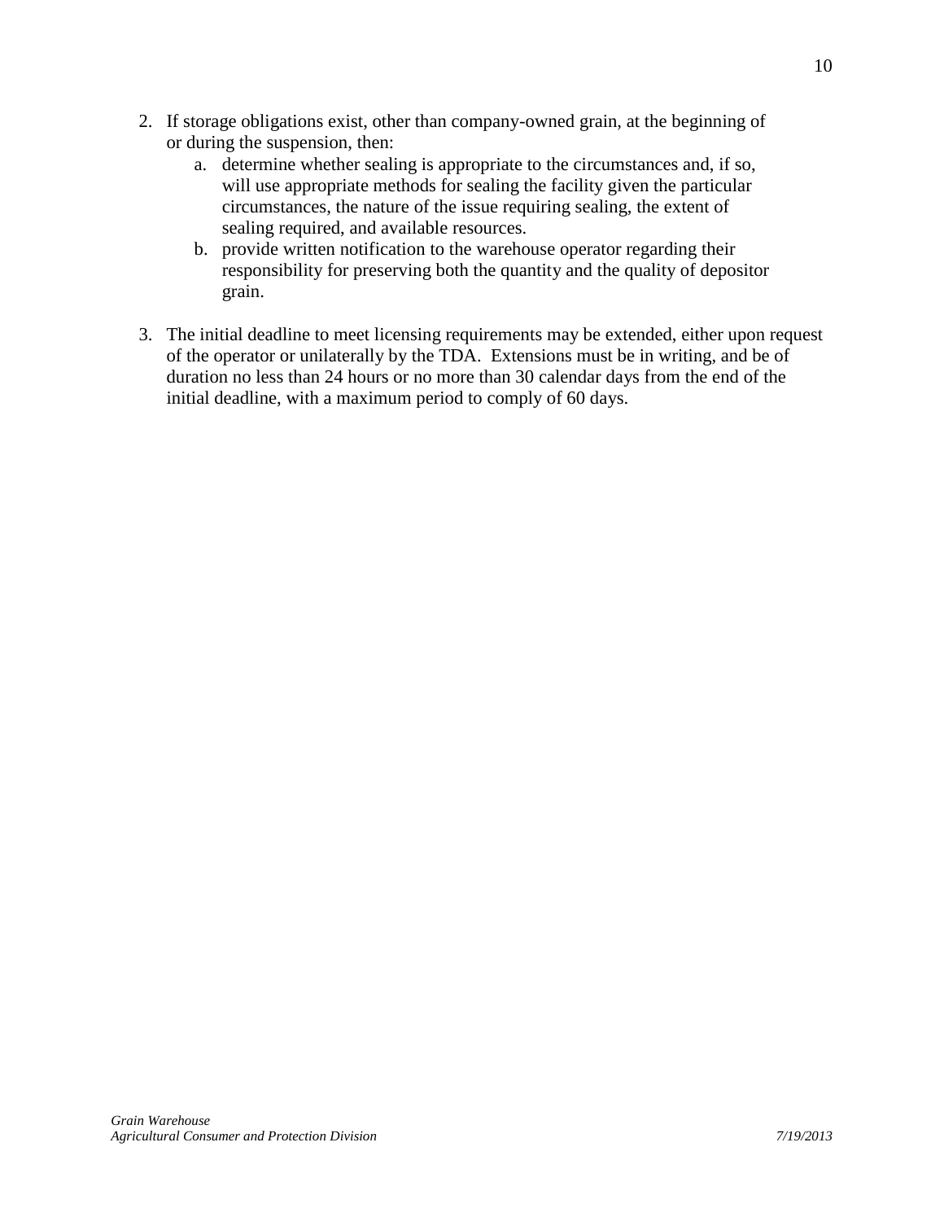2. If storage obligations exist, other than company-owned grain, at the beginning of or during the suspension, then:
   a. determine whether sealing is appropriate to the circumstances and, if so, will use appropriate methods for sealing the facility given the particular circumstances, the nature of the issue requiring sealing, the extent of sealing required, and available resources.
   b. provide written notification to the warehouse operator regarding their responsibility for preserving both the quantity and the quality of depositor grain.

3. The initial deadline to meet licensing requirements may be extended, either upon request of the operator or unilaterally by the TDA. Extensions must be in writing, and be of duration no less than 24 hours or no more than 30 calendar days from the end of the initial deadline, with a maximum period to comply of 60 days.